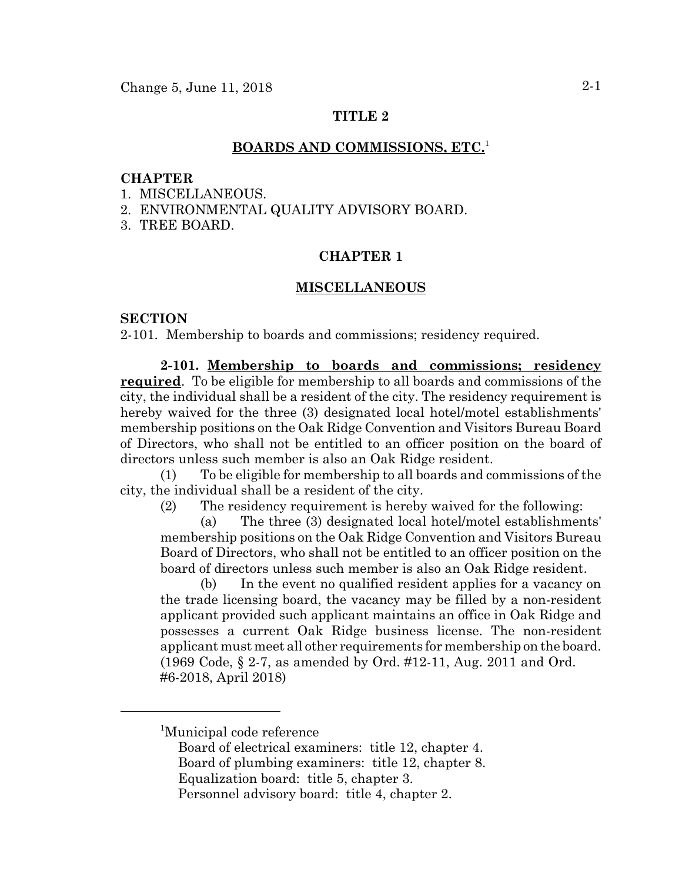# TITLE 2

## BOARDS AND COMMISSIONS, ETC.[1]

**CHAPTER**

1. MISCELLANEOUS.
2. ENVIRONMENTAL QUALITY ADVISORY BOARD.
3. TREE BOARD.

## CHAPTER 1

## MISCELLANEOUS

**SECTION**

2-101. Membership to boards and commissions; residency required.

**2-101. Membership to boards and commissions; residency required**. To be eligible for membership to all boards and commissions of the city, the individual shall be a resident of the city. The residency requirement is hereby waived for the three (3) designated local hotel/motel establishments' membership positions on the Oak Ridge Convention and Visitors Bureau Board of Directors, who shall not be entitled to an officer position on the board of directors unless such member is also an Oak Ridge resident.

(1) To be eligible for membership to all boards and commissions of the city, the individual shall be a resident of the city.

(2) The residency requirement is hereby waived for the following:

(a) The three (3) designated local hotel/motel establishments' membership positions on the Oak Ridge Convention and Visitors Bureau Board of Directors, who shall not be entitled to an officer position on the board of directors unless such member is also an Oak Ridge resident.

(b) In the event no qualified resident applies for a vacancy on the trade licensing board, the vacancy may be filled by a non-resident applicant provided such applicant maintains an office in Oak Ridge and possesses a current Oak Ridge business license. The non-resident applicant must meet all other requirements for membership on the board. (1969 Code, § 2-7, as amended by Ord. #12-11, Aug. 2011 and Ord. #6-2018, April 2018)

---

[1]Municipal code reference

Board of electrical examiners: title 12, chapter 4.
Board of plumbing examiners: title 12, chapter 8.
Equalization board: title 5, chapter 3.
Personnel advisory board: title 4, chapter 2.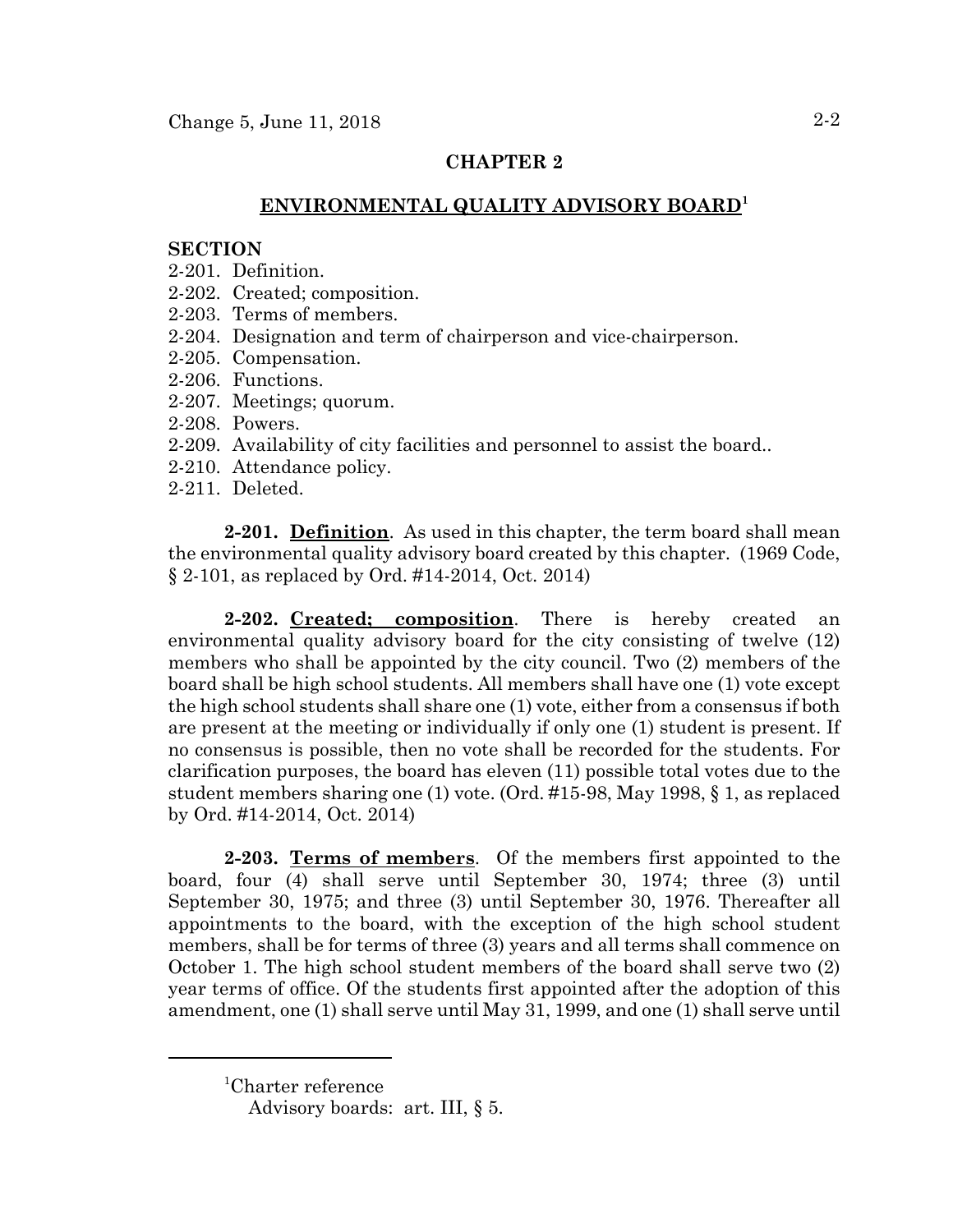## CHAPTER 2

## ENVIRONMENTAL QUALITY ADVISORY BOARD[1]

**SECTION**

2-201. Definition.
2-202. Created; composition.
2-203. Terms of members.
2-204. Designation and term of chairperson and vice-chairperson.
2-205. Compensation.
2-206. Functions.
2-207. Meetings; quorum.
2-208. Powers.
2-209. Availability of city facilities and personnel to assist the board..
2-210. Attendance policy.
2-211. Deleted.

**2-201. Definition**. As used in this chapter, the term board shall mean the environmental quality advisory board created by this chapter. (1969 Code, § 2-101, as replaced by Ord. #14-2014, Oct. 2014)

**2-202. Created; composition**. There is hereby created an environmental quality advisory board for the city consisting of twelve (12) members who shall be appointed by the city council. Two (2) members of the board shall be high school students. All members shall have one (1) vote except the high school students shall share one (1) vote, either from a consensus if both are present at the meeting or individually if only one (1) student is present. If no consensus is possible, then no vote shall be recorded for the students. For clarification purposes, the board has eleven (11) possible total votes due to the student members sharing one (1) vote. (Ord. #15-98, May 1998, § 1, as replaced by Ord. #14-2014, Oct. 2014)

**2-203. Terms of members**. Of the members first appointed to the board, four (4) shall serve until September 30, 1974; three (3) until September 30, 1975; and three (3) until September 30, 1976. Thereafter all appointments to the board, with the exception of the high school student members, shall be for terms of three (3) years and all terms shall commence on October 1. The high school student members of the board shall serve two (2) year terms of office. Of the students first appointed after the adoption of this amendment, one (1) shall serve until May 31, 1999, and one (1) shall serve until

---

[1]Charter reference
Advisory boards: art. III, § 5.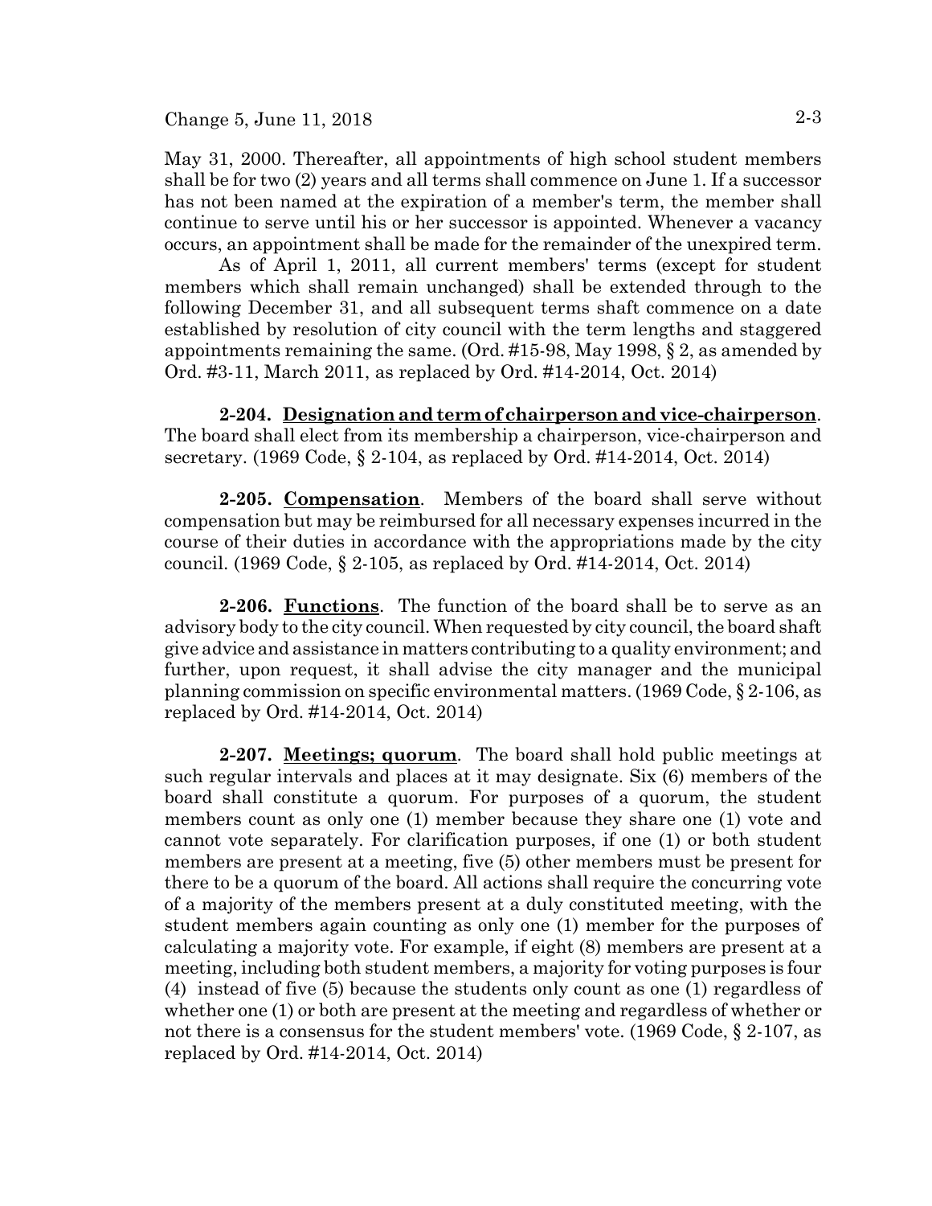May 31, 2000. Thereafter, all appointments of high school student members shall be for two (2) years and all terms shall commence on June 1. If a successor has not been named at the expiration of a member's term, the member shall continue to serve until his or her successor is appointed. Whenever a vacancy occurs, an appointment shall be made for the remainder of the unexpired term.

As of April 1, 2011, all current members' terms (except for student members which shall remain unchanged) shall be extended through to the following December 31, and all subsequent terms shaft commence on a date established by resolution of city council with the term lengths and staggered appointments remaining the same. (Ord. #15-98, May 1998, § 2, as amended by Ord. #3-11, March 2011, as replaced by Ord. #14-2014, Oct. 2014)

**2-204. Designation and term of chairperson and vice-chairperson**. The board shall elect from its membership a chairperson, vice-chairperson and secretary. (1969 Code, § 2-104, as replaced by Ord. #14-2014, Oct. 2014)

**2-205. Compensation**. Members of the board shall serve without compensation but may be reimbursed for all necessary expenses incurred in the course of their duties in accordance with the appropriations made by the city council. (1969 Code, § 2-105, as replaced by Ord. #14-2014, Oct. 2014)

**2-206. Functions**. The function of the board shall be to serve as an advisory body to the city council. When requested by city council, the board shaft give advice and assistance in matters contributing to a quality environment; and further, upon request, it shall advise the city manager and the municipal planning commission on specific environmental matters. (1969 Code, § 2-106, as replaced by Ord. #14-2014, Oct. 2014)

**2-207. Meetings; quorum**. The board shall hold public meetings at such regular intervals and places at it may designate. Six (6) members of the board shall constitute a quorum. For purposes of a quorum, the student members count as only one (1) member because they share one (1) vote and cannot vote separately. For clarification purposes, if one (1) or both student members are present at a meeting, five (5) other members must be present for there to be a quorum of the board. All actions shall require the concurring vote of a majority of the members present at a duly constituted meeting, with the student members again counting as only one (1) member for the purposes of calculating a majority vote. For example, if eight (8) members are present at a meeting, including both student members, a majority for voting purposes is four (4) instead of five (5) because the students only count as one (1) regardless of whether one (1) or both are present at the meeting and regardless of whether or not there is a consensus for the student members' vote. (1969 Code, § 2-107, as replaced by Ord. #14-2014, Oct. 2014)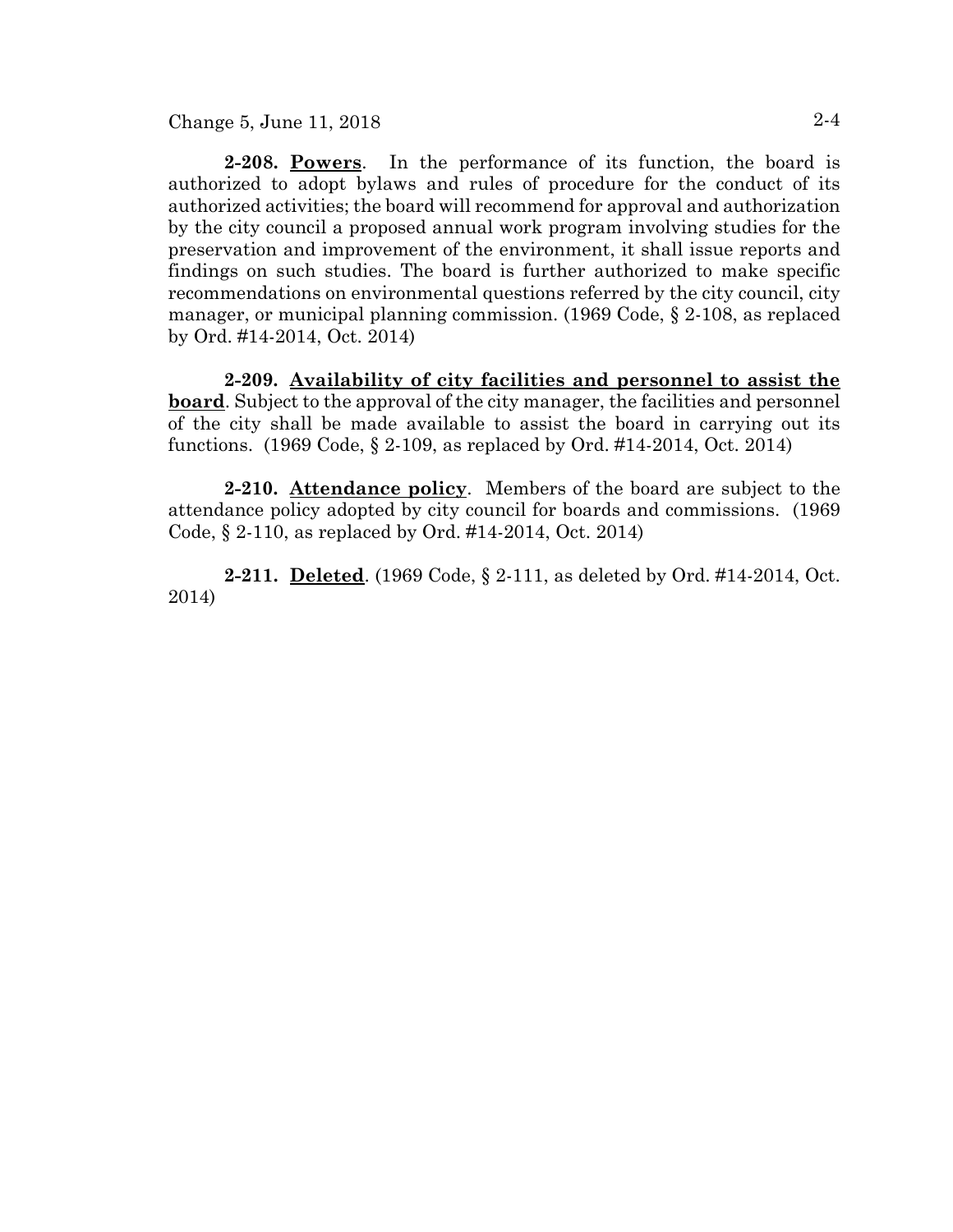**2-208. Powers**. In the performance of its function, the board is authorized to adopt bylaws and rules of procedure for the conduct of its authorized activities; the board will recommend for approval and authorization by the city council a proposed annual work program involving studies for the preservation and improvement of the environment, it shall issue reports and findings on such studies. The board is further authorized to make specific recommendations on environmental questions referred by the city council, city manager, or municipal planning commission. (1969 Code, § 2-108, as replaced by Ord. #14-2014, Oct. 2014)

**2-209. Availability of city facilities and personnel to assist the board**. Subject to the approval of the city manager, the facilities and personnel of the city shall be made available to assist the board in carrying out its functions. (1969 Code, § 2-109, as replaced by Ord. #14-2014, Oct. 2014)

**2-210. Attendance policy**. Members of the board are subject to the attendance policy adopted by city council for boards and commissions. (1969 Code, § 2-110, as replaced by Ord. #14-2014, Oct. 2014)

**2-211. Deleted**. (1969 Code, § 2-111, as deleted by Ord. #14-2014, Oct. 2014)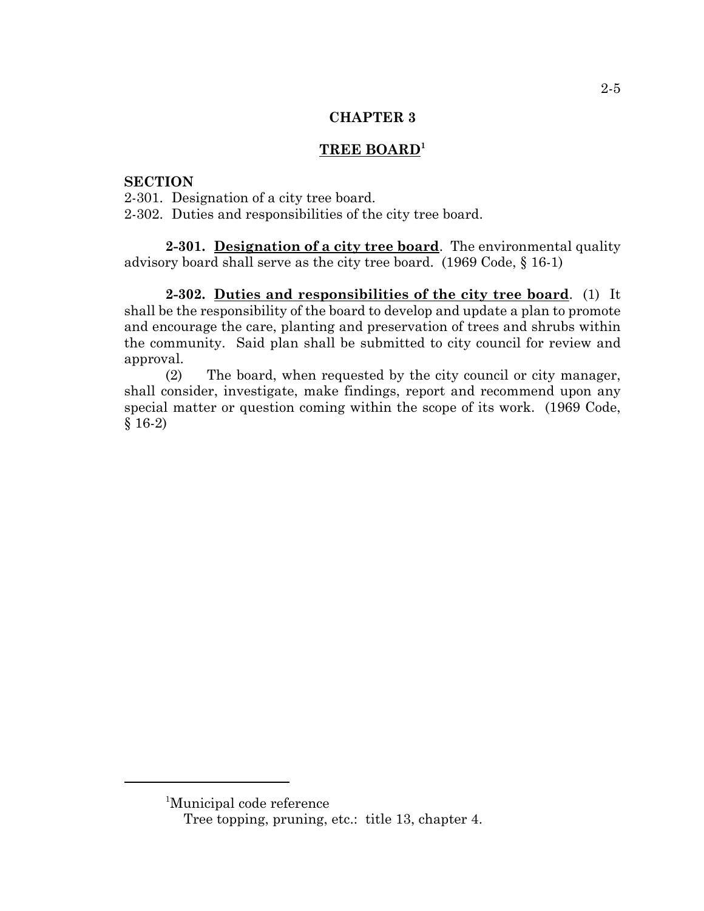## CHAPTER 3

## TREE BOARD[1]

**SECTION**

2-301. Designation of a city tree board.
2-302. Duties and responsibilities of the city tree board.

**2-301. Designation of a city tree board**. The environmental quality advisory board shall serve as the city tree board. (1969 Code, § 16-1)

**2-302. Duties and responsibilities of the city tree board**. (1) It shall be the responsibility of the board to develop and update a plan to promote and encourage the care, planting and preservation of trees and shrubs within the community. Said plan shall be submitted to city council for review and approval.

(2) The board, when requested by the city council or city manager, shall consider, investigate, make findings, report and recommend upon any special matter or question coming within the scope of its work. (1969 Code, § 16-2)

---

[1]Municipal code reference
Tree topping, pruning, etc.: title 13, chapter 4.